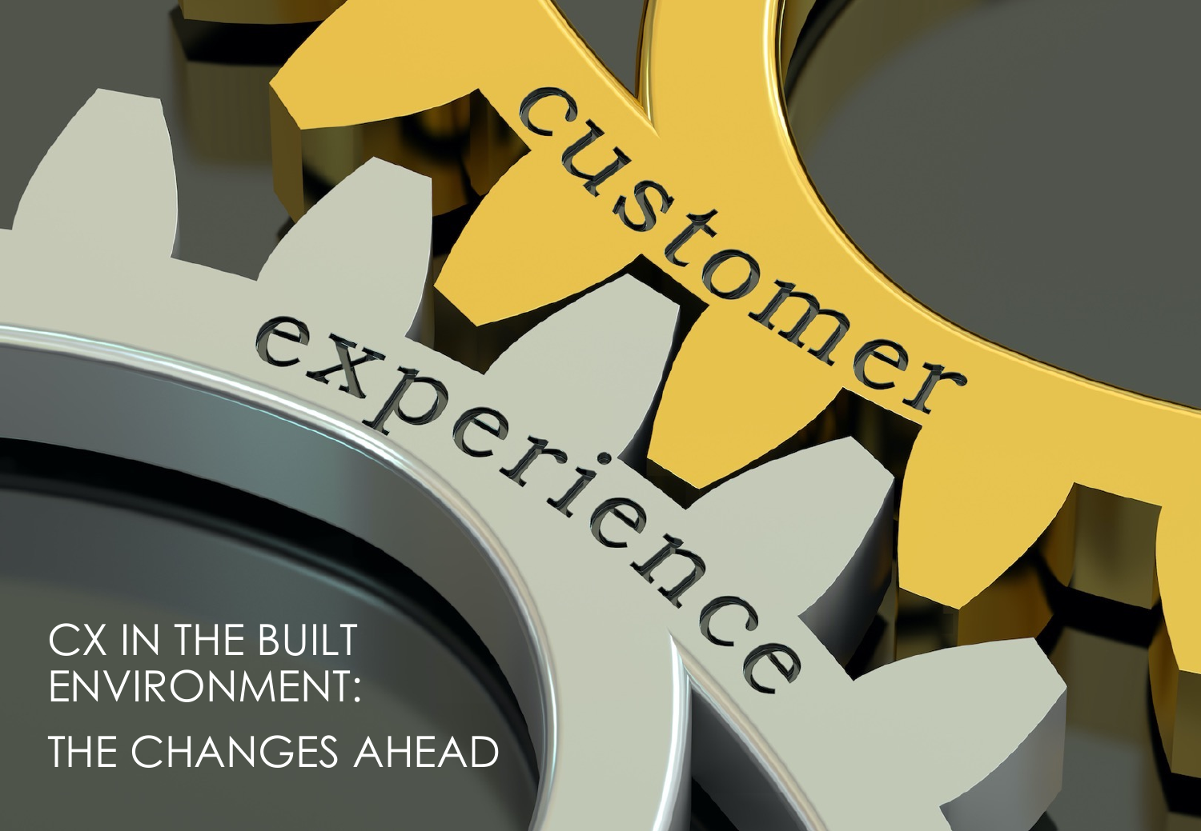# CX IN THE BUILT ENVIRONMENT:

# THE CHANGES AHEAD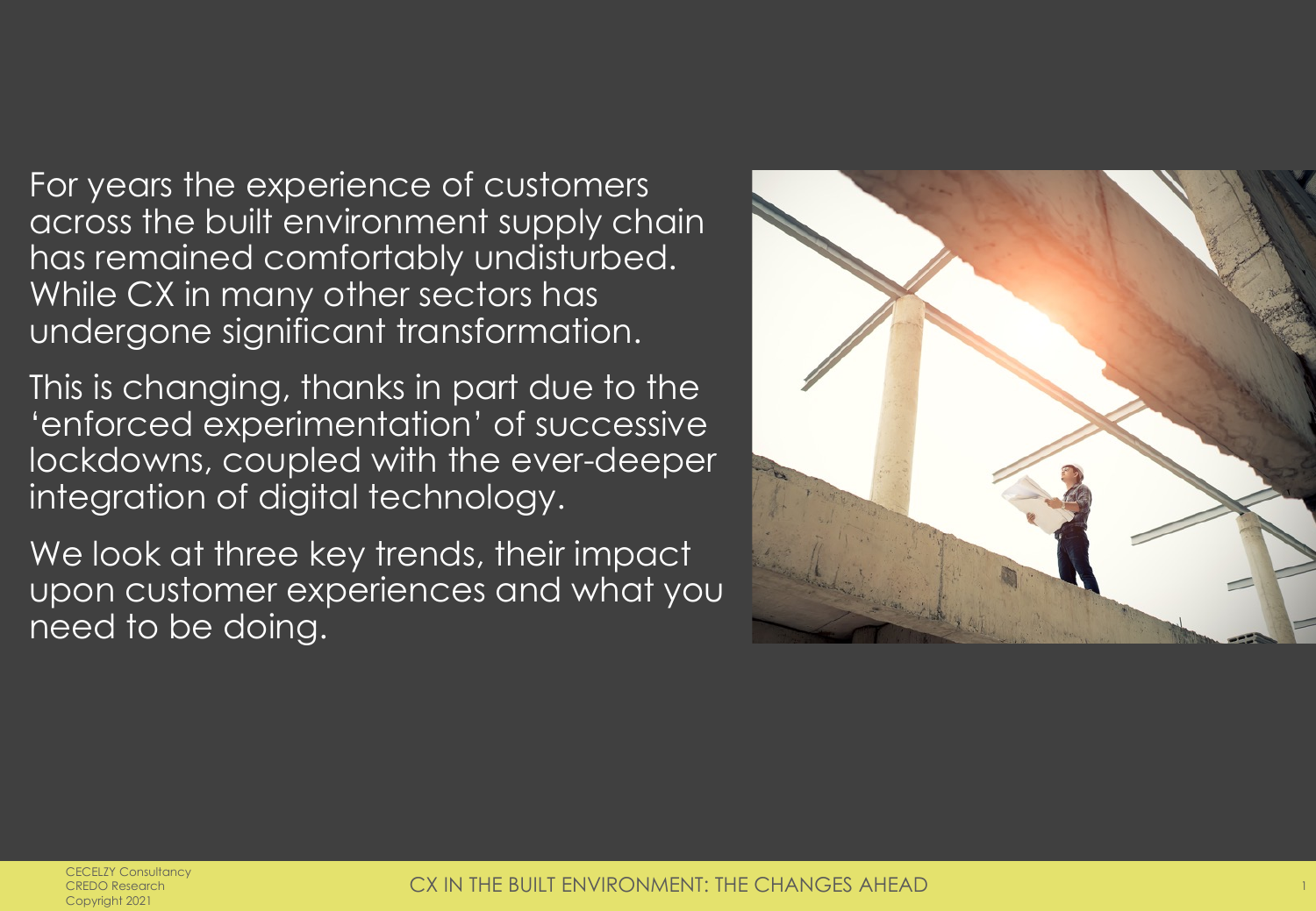For years the experience of customers across the built environment supply chain has remained comfortably undisturbed. While CX in many other sectors has undergone significant transformation.

This is changing, thanks in part due to the 'enforced experimentation' of successive lockdowns, coupled with the ever-deeper integration of digital technology.

We look at three key trends, their impact upon customer experiences and what you need to be doing.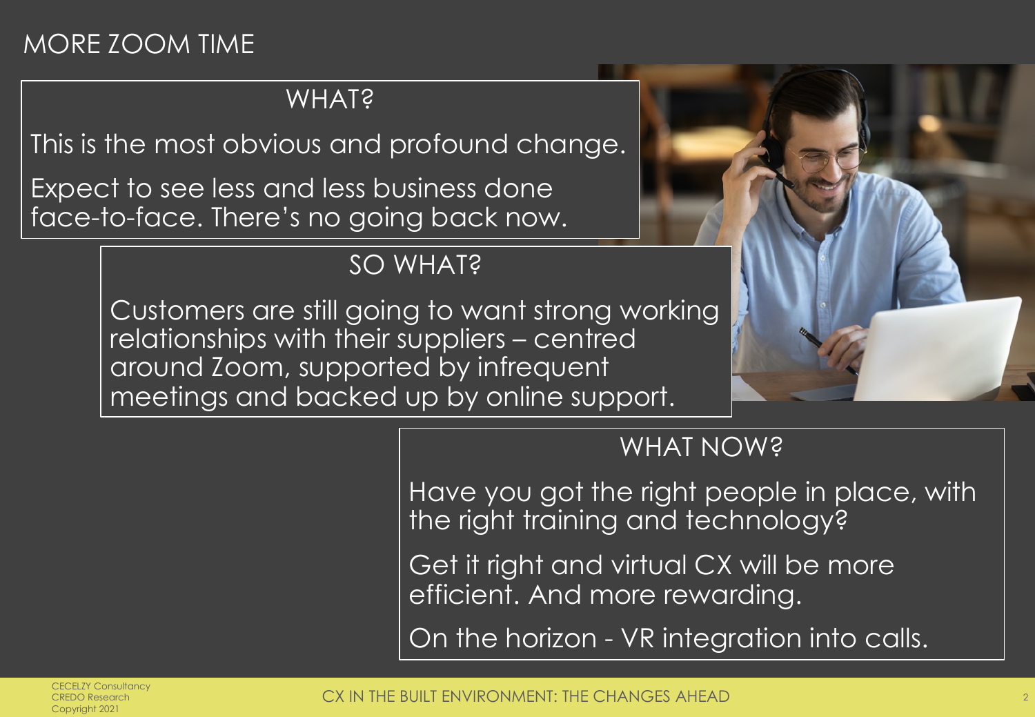# MORE ZOOM TIME

## WHAT?

This is the most obvious and profound change.

Expect to see less and less business done face-to-face. There's no going back now.

## SO WHAT?

Customers are still going to want strong working relationships with their suppliers – centred around Zoom, supported by infrequent meetings and backed up by online support.

## WHAT NOW?

Have you got the right people in place, with the right training and technology?

Get it right and virtual CX will be more efficient. And more rewarding.

On the horizon - VR integration into calls.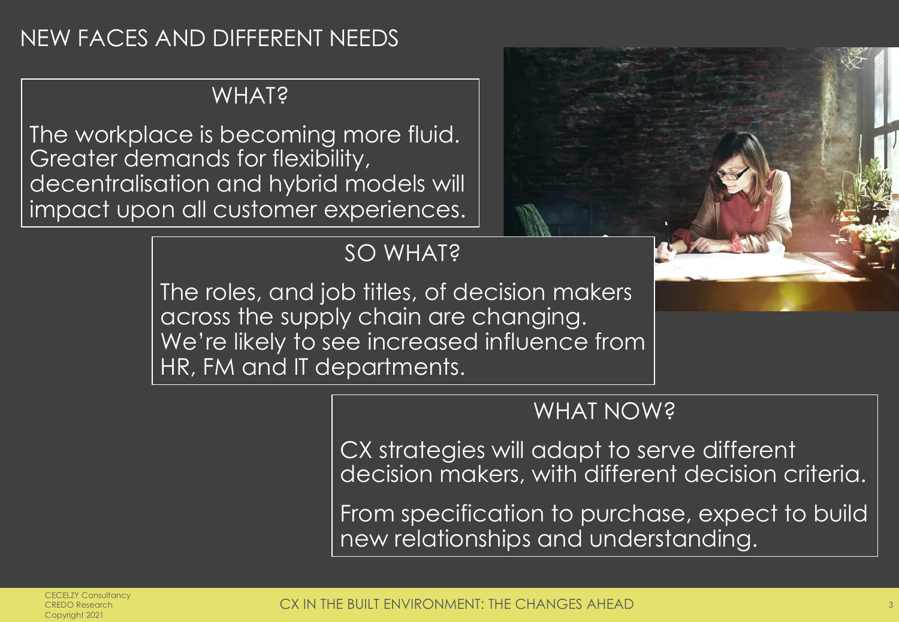# NEW FACES AND DIFFERENT NEEDS

## WHAT?

The workplace is becoming more fluid. Greater demands for flexibility, decentralisation and hybrid models will impact upon all customer experiences.

## SO WHAT?

The roles, and job titles, of decision makers across the supply chain are changing. We're likely to see increased influence from HR, FM and IT departments.

## WHAT NOW?

CX strategies will adapt to serve different decision makers, with different decision criteria.

From specification to purchase, expect to build new relationships and understanding.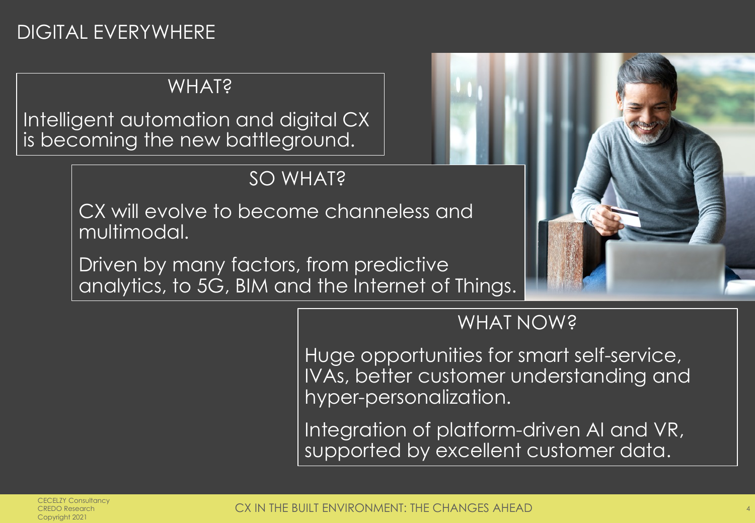# DIGITAL EVERYWHERE

## WHAT?

Intelligent automation and digital CX is becoming the new battleground.

## SO WHAT?

CX will evolve to become channeless and multimodal.

Driven by many factors, from predictive analytics, to 5G, BIM and the Internet of Things.

## WHAT NOW?

Huge opportunities for smart self-service, IVAs, better customer understanding and hyper-personalization.

Integration of platform-driven AI and VR, supported by excellent customer data.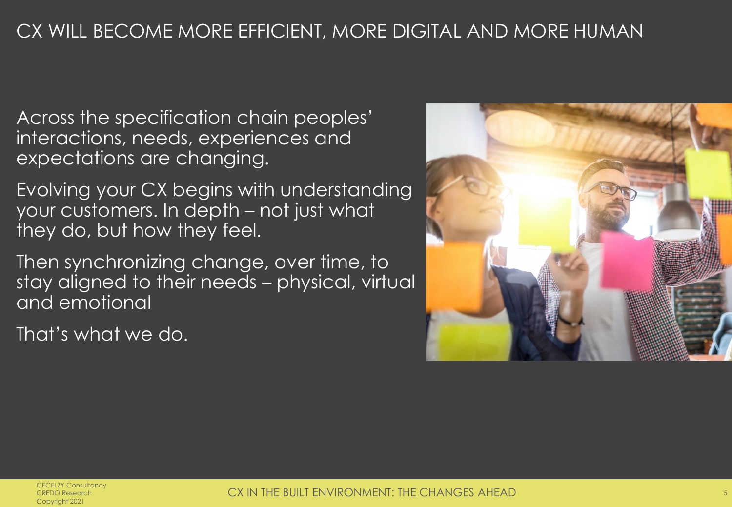# CX WILL BECOME MORE EFFICIENT, MORE DIGITAL AND MORE HUMAN

Across the specification chain peoples' interactions, needs, experiences and expectations are changing.

Evolving your CX begins with understanding your customers. In depth – not just what they do, but how they feel.

Then synchronizing change, over time, to stay aligned to their needs – physical, virtual and emotional

That's what we do.

CECELZY Consultancy
CREDO Research
Copyright 2021